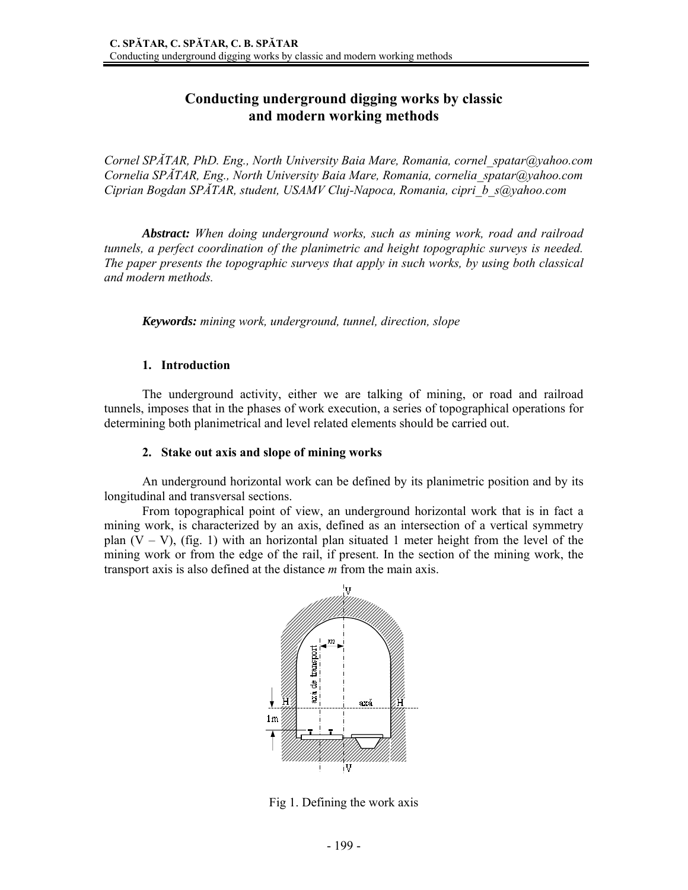# Conducting underground digging works by classic and modern working methods

*Cornel SPĂTAR, PhD. Eng., North University Baia Mare, Romania, cornel_spatar@yahoo.com*
*Cornelia SPĂTAR, Eng., North University Baia Mare, Romania, cornelia_spatar@yahoo.com*
*Ciprian Bogdan SPĂTAR, student, USAMV Cluj-Napoca, Romania, cipri_b_s@yahoo.com*

***Abstract:*** *When doing underground works, such as mining work, road and railroad tunnels, a perfect coordination of the planimetric and height topographic surveys is needed. The paper presents the topographic surveys that apply in such works, by using both classical and modern methods.*

***Keywords:*** *mining work, underground, tunnel, direction, slope*

## 1. Introduction

The underground activity, either we are talking of mining, or road and railroad tunnels, imposes that in the phases of work execution, a series of topographical operations for determining both planimetrical and level related elements should be carried out.

## 2. Stake out axis and slope of mining works

An underground horizontal work can be defined by its planimetric position and by its longitudinal and transversal sections.

From topographical point of view, an underground horizontal work that is in fact a mining work, is characterized by an axis, defined as an intersection of a vertical symmetry plan (V – V), (fig. 1) with an horizontal plan situated 1 meter height from the level of the mining work or from the edge of the rail, if present. In the section of the mining work, the transport axis is also defined at the distance *m* from the main axis.

Fig 1. Defining the work axis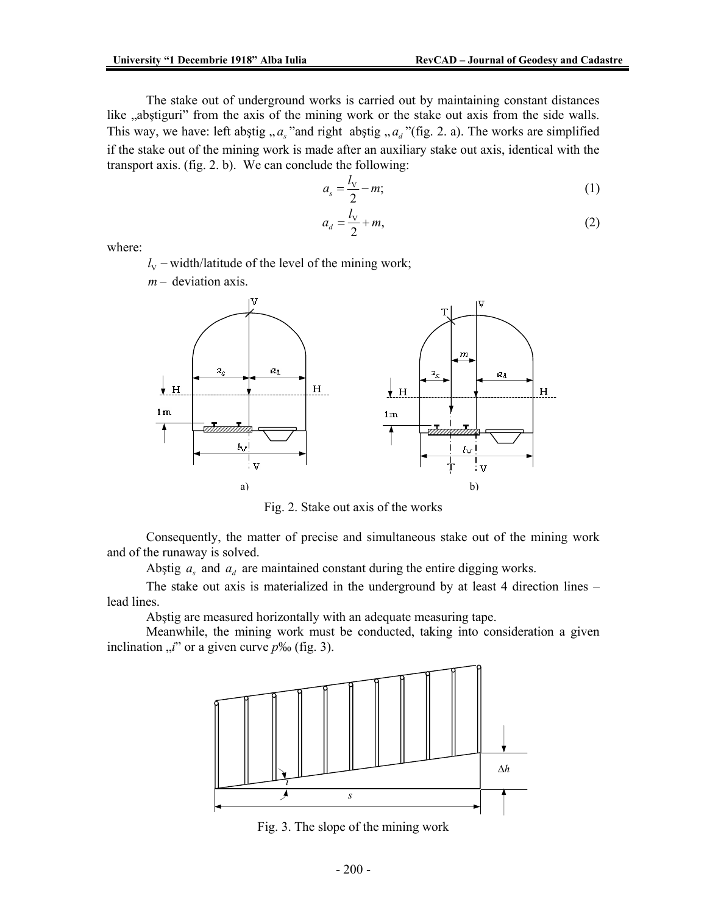The stake out of underground works is carried out by maintaining constant distances like „abştiguri" from the axis of the mining work or the stake out axis from the side walls. This way, we have: left abştig „$a_s$"and right abştig „$a_d$"(fig. 2. a). The works are simplified if the stake out of the mining work is made after an auxiliary stake out axis, identical with the transport axis. (fig. 2. b). We can conclude the following:

$$a_s = \frac{l_V}{2} - m; \tag{1}$$

$$a_d = \frac{l_V}{2} + m, \tag{2}$$

where:

$l_V$ – width/latitude of the level of the mining work;

$m$ – deviation axis.

Fig. 2. Stake out axis of the works

Consequently, the matter of precise and simultaneous stake out of the mining work and of the runaway is solved.

Abştig $a_s$ and $a_d$ are maintained constant during the entire digging works.

The stake out axis is materialized in the underground by at least 4 direction lines – lead lines.

Abştig are measured horizontally with an adequate measuring tape.

Meanwhile, the mining work must be conducted, taking into consideration a given inclination „$i$" or a given curve $p$‰ (fig. 3).

Fig. 3. The slope of the mining work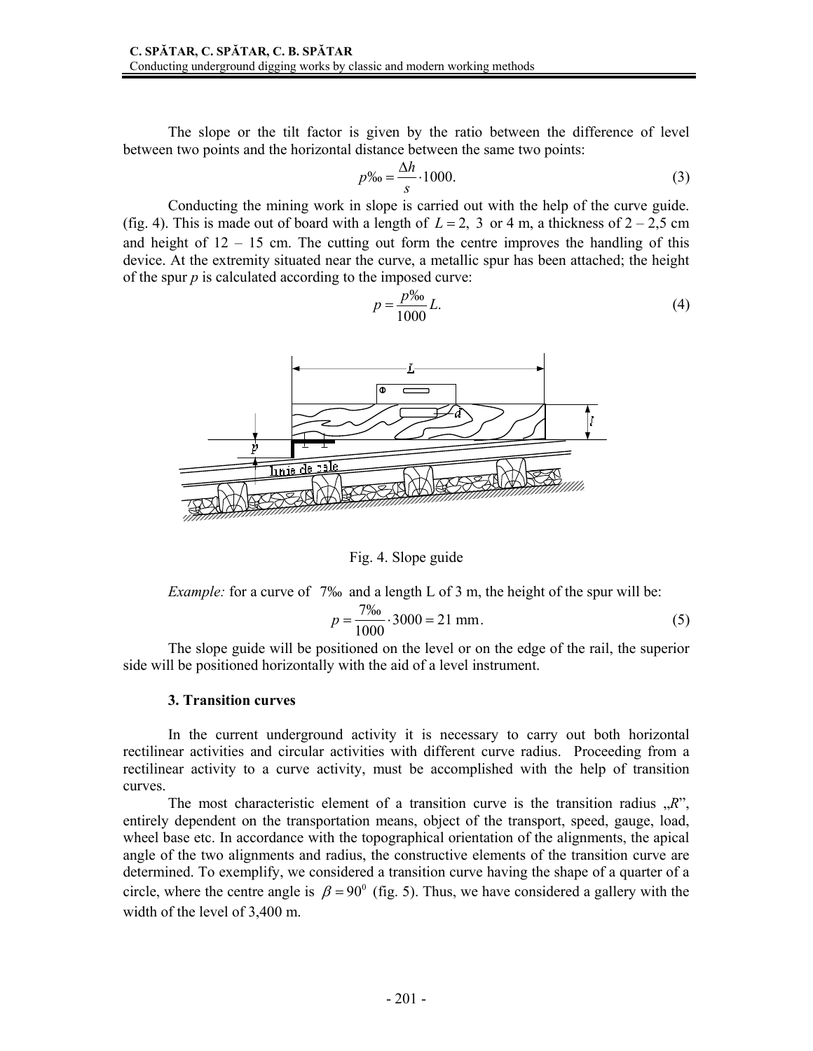The slope or the tilt factor is given by the ratio between the difference of level between two points and the horizontal distance between the same two points:

$$p‰ = \frac{\Delta h}{s} \cdot 1000. \tag{3}$$

Conducting the mining work in slope is carried out with the help of the curve guide. (fig. 4). This is made out of board with a length of $L = 2,\ 3$ or 4 m, a thickness of 2 – 2,5 cm and height of 12 – 15 cm. The cutting out form the centre improves the handling of this device. At the extremity situated near the curve, a metallic spur has been attached; the height of the spur $p$ is calculated according to the imposed curve:

$$p = \frac{p‰}{1000} L. \tag{4}$$

Fig. 4. Slope guide

*Example:* for a curve of 7‰ and a length L of 3 m, the height of the spur will be:

$$p = \frac{7‰}{1000} \cdot 3000 = 21 \text{ mm}. \tag{5}$$

The slope guide will be positioned on the level or on the edge of the rail, the superior side will be positioned horizontally with the aid of a level instrument.

### 3. Transition curves

In the current underground activity it is necessary to carry out both horizontal rectilinear activities and circular activities with different curve radius. Proceeding from a rectilinear activity to a curve activity, must be accomplished with the help of transition curves.

The most characteristic element of a transition curve is the transition radius „*R*", entirely dependent on the transportation means, object of the transport, speed, gauge, load, wheel base etc. In accordance with the topographical orientation of the alignments, the apical angle of the two alignments and radius, the constructive elements of the transition curve are determined. To exemplify, we considered a transition curve having the shape of a quarter of a circle, where the centre angle is $\beta = 90^0$ (fig. 5). Thus, we have considered a gallery with the width of the level of 3,400 m.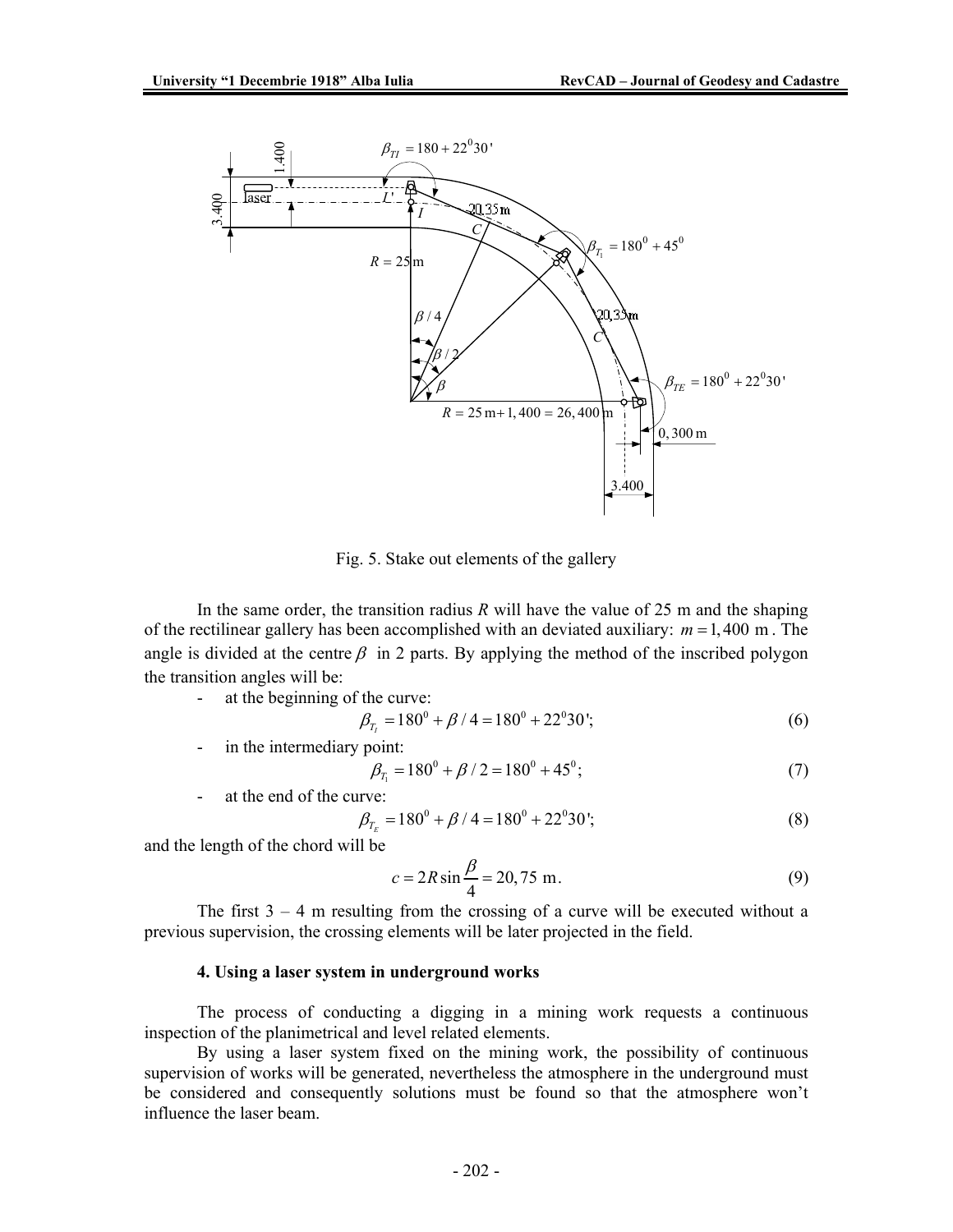Fig. 5. Stake out elements of the gallery

In the same order, the transition radius *R* will have the value of 25 m and the shaping of the rectilinear gallery has been accomplished with an deviated auxiliary: $m = 1,400$ m . The angle is divided at the centre $\beta$ in 2 parts. By applying the method of the inscribed polygon the transition angles will be:

- at the beginning of the curve:

$$\beta_{T_I} = 180^0 + \beta / 4 = 180^0 + 22^0 30'; \tag{6}$$

- in the intermediary point:

$$\beta_{T_1} = 180^0 + \beta / 2 = 180^0 + 45^0; \tag{7}$$

- at the end of the curve:

$$\beta_{T_E} = 180^0 + \beta / 4 = 180^0 + 22^0 30'; \tag{8}$$

and the length of the chord will be

$$c = 2R \sin \frac{\beta}{4} = 20,75 \text{ m}. \tag{9}$$

The first 3 – 4 m resulting from the crossing of a curve will be executed without a previous supervision, the crossing elements will be later projected in the field.

#### 4. Using a laser system in underground works

The process of conducting a digging in a mining work requests a continuous inspection of the planimetrical and level related elements.

By using a laser system fixed on the mining work, the possibility of continuous supervision of works will be generated, nevertheless the atmosphere in the underground must be considered and consequently solutions must be found so that the atmosphere won't influence the laser beam.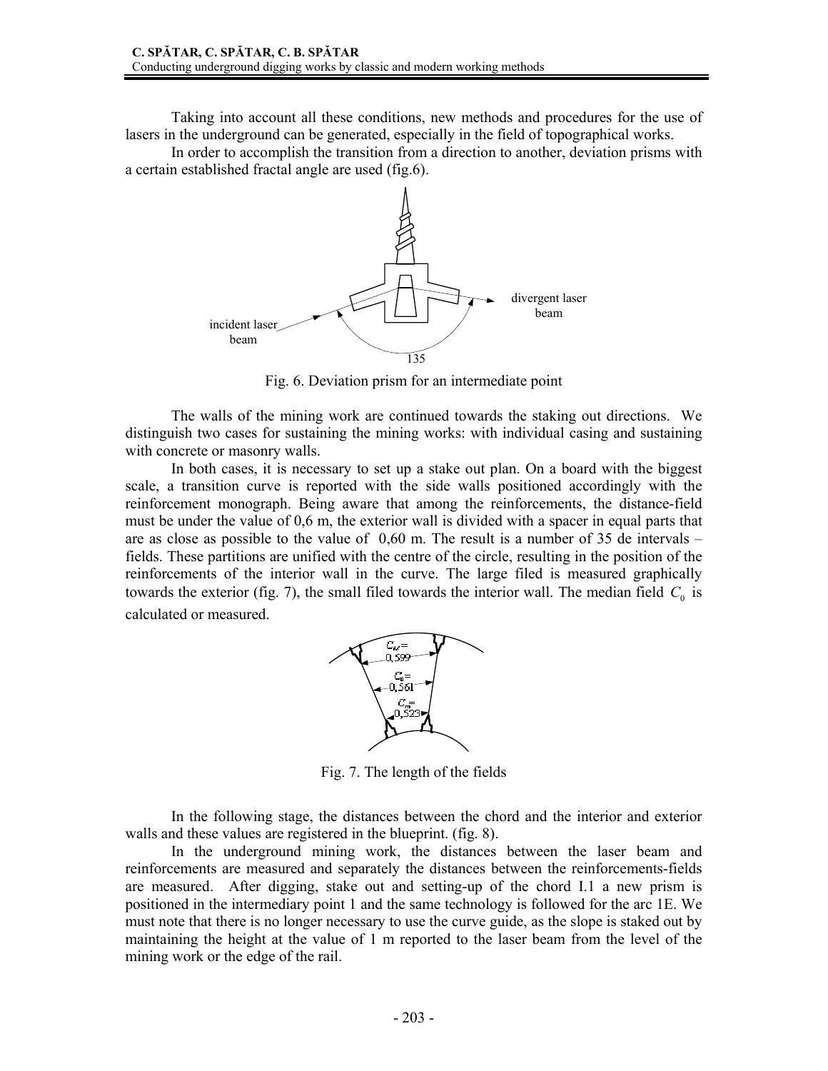Taking into account all these conditions, new methods and procedures for the use of lasers in the underground can be generated, especially in the field of topographical works.

In order to accomplish the transition from a direction to another, deviation prisms with a certain established fractal angle are used (fig.6).

Fig. 6. Deviation prism for an intermediate point

The walls of the mining work are continued towards the staking out directions. We distinguish two cases for sustaining the mining works: with individual casing and sustaining with concrete or masonry walls.

In both cases, it is necessary to set up a stake out plan. On a board with the biggest scale, a transition curve is reported with the side walls positioned accordingly with the reinforcement monograph. Being aware that among the reinforcements, the distance-field must be under the value of 0,6 m, the exterior wall is divided with a spacer in equal parts that are as close as possible to the value of 0,60 m. The result is a number of 35 de intervals – fields. These partitions are unified with the centre of the circle, resulting in the position of the reinforcements of the interior wall in the curve. The large filed is measured graphically towards the exterior (fig. 7), the small filed towards the interior wall. The median field $C_0$ is calculated or measured.

Fig. 7. The length of the fields

In the following stage, the distances between the chord and the interior and exterior walls and these values are registered in the blueprint. (fig. 8).

In the underground mining work, the distances between the laser beam and reinforcements are measured and separately the distances between the reinforcements-fields are measured. After digging, stake out and setting-up of the chord I.1 a new prism is positioned in the intermediary point 1 and the same technology is followed for the arc 1E. We must note that there is no longer necessary to use the curve guide, as the slope is staked out by maintaining the height at the value of 1 m reported to the laser beam from the level of the mining work or the edge of the rail.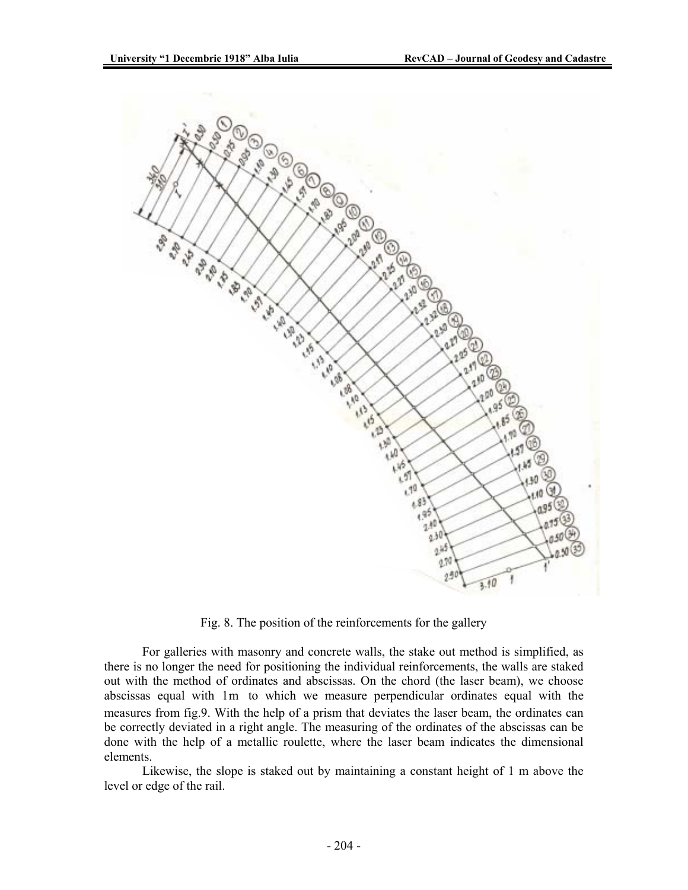Fig. 8. The position of the reinforcements for the gallery

For galleries with masonry and concrete walls, the stake out method is simplified, as there is no longer the need for positioning the individual reinforcements, the walls are staked out with the method of ordinates and abscissas. On the chord (the laser beam), we choose abscissas equal with 1m to which we measure perpendicular ordinates equal with the measures from fig.9. With the help of a prism that deviates the laser beam, the ordinates can be correctly deviated in a right angle. The measuring of the ordinates of the abscissas can be done with the help of a metallic roulette, where the laser beam indicates the dimensional elements.

Likewise, the slope is staked out by maintaining a constant height of 1 m above the level or edge of the rail.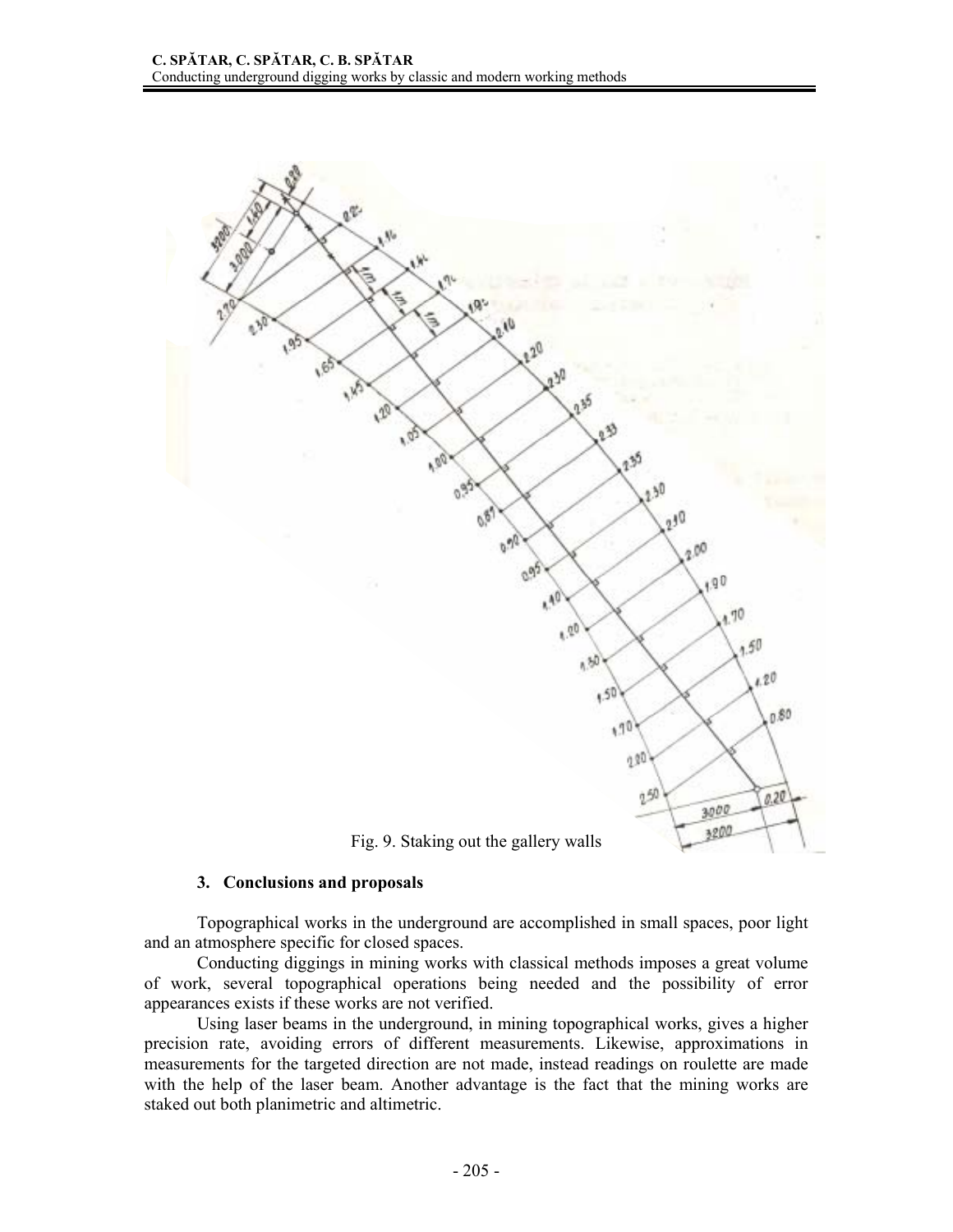Fig. 9. Staking out the gallery walls

### 3. Conclusions and proposals

Topographical works in the underground are accomplished in small spaces, poor light and an atmosphere specific for closed spaces.

Conducting diggings in mining works with classical methods imposes a great volume of work, several topographical operations being needed and the possibility of error appearances exists if these works are not verified.

Using laser beams in the underground, in mining topographical works, gives a higher precision rate, avoiding errors of different measurements. Likewise, approximations in measurements for the targeted direction are not made, instead readings on roulette are made with the help of the laser beam. Another advantage is the fact that the mining works are staked out both planimetric and altimetric.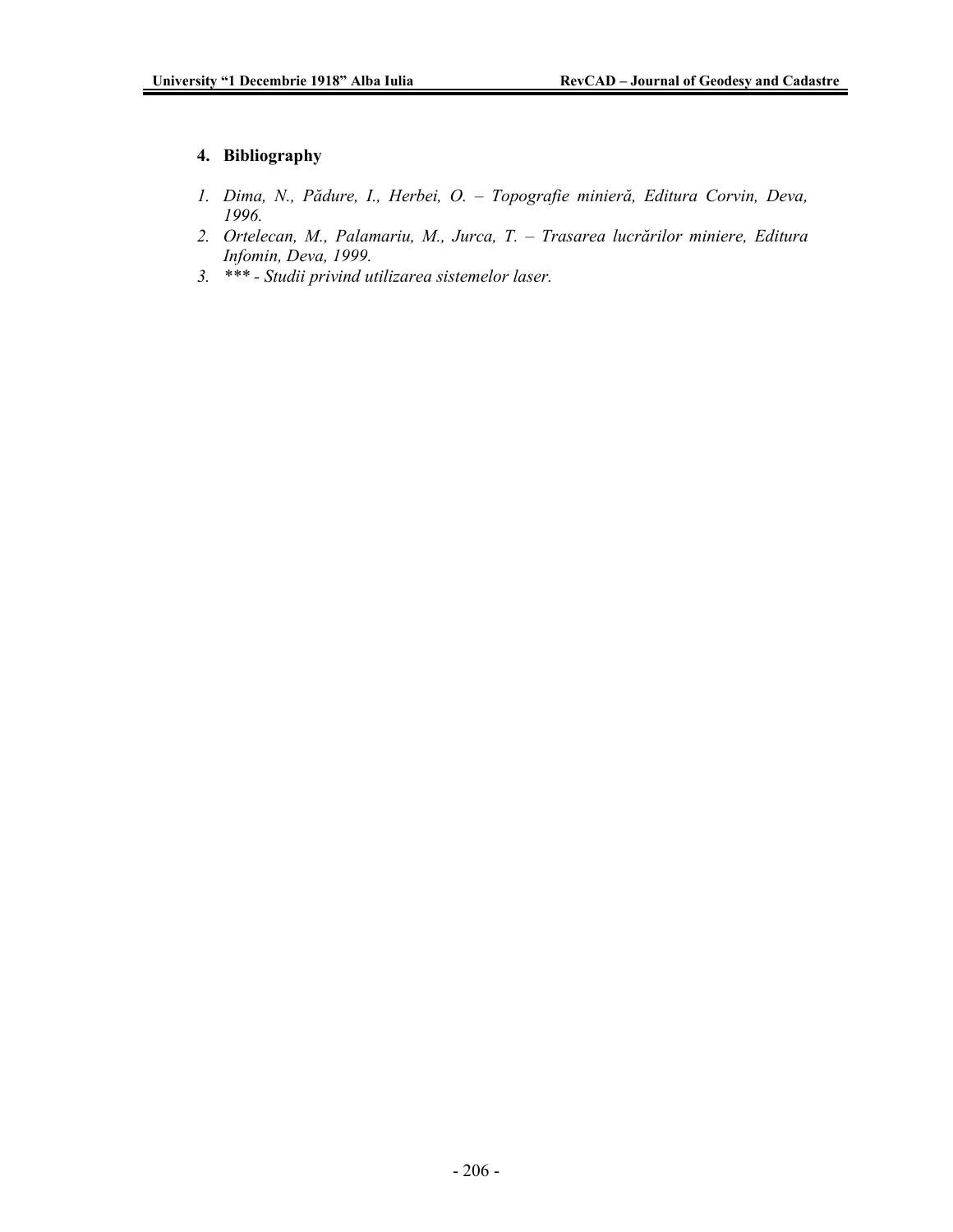## 4. Bibliography

1. *Dima, N., Pădure, I., Herbei, O. – Topografie minieră, Editura Corvin, Deva, 1996.*
2. *Ortelecan, M., Palamariu, M., Jurca, T. – Trasarea lucrărilor miniere, Editura Infomin, Deva, 1999.*
3. *\*\*\* - Studii privind utilizarea sistemelor laser.*